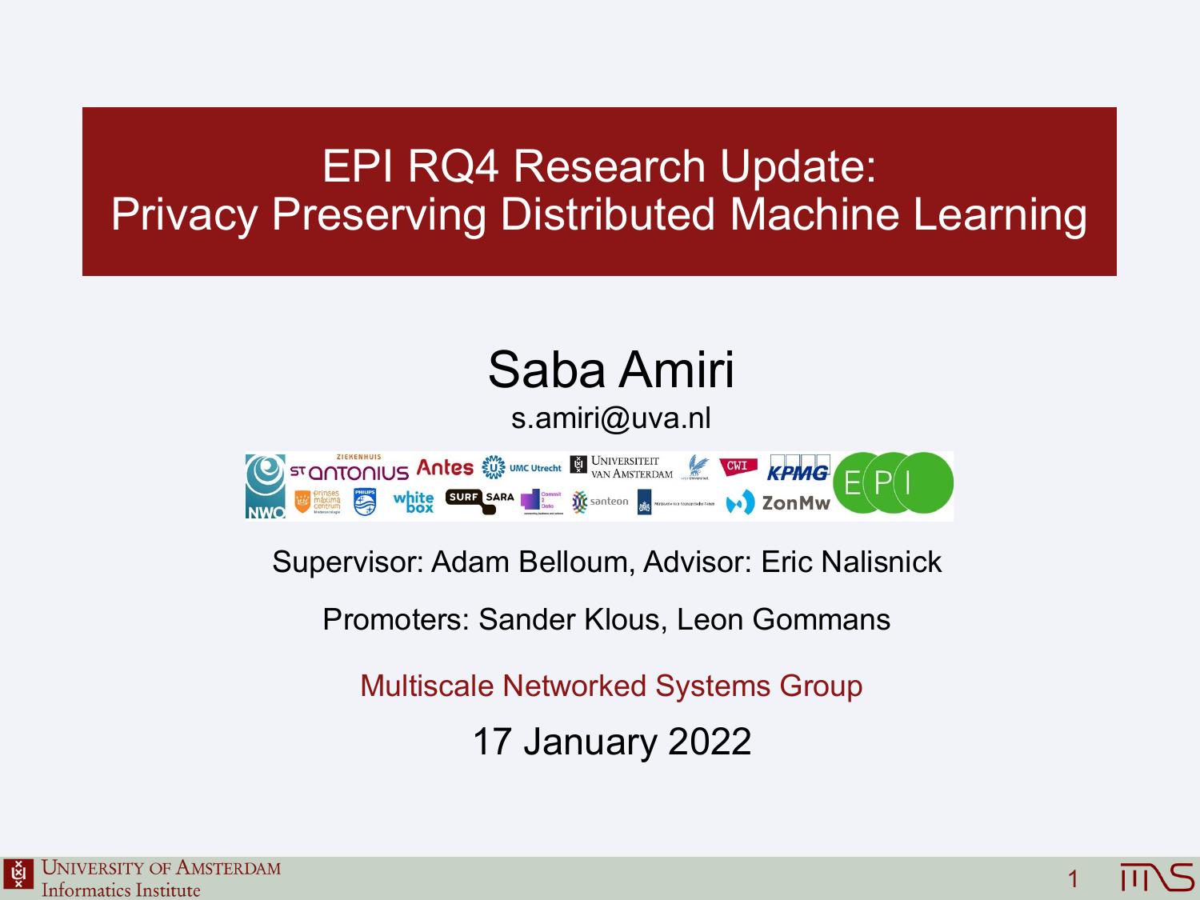# EPI RQ4 Research Update: Privacy Preserving Distributed Machine Learning

Saba Amiri

s.amiri@uva.nl

Supervisor: Adam Belloum, Advisor: Eric Nalisnick

Promoters: Sander Klous, Leon Gommans

Multiscale Networked Systems Group

17 January 2022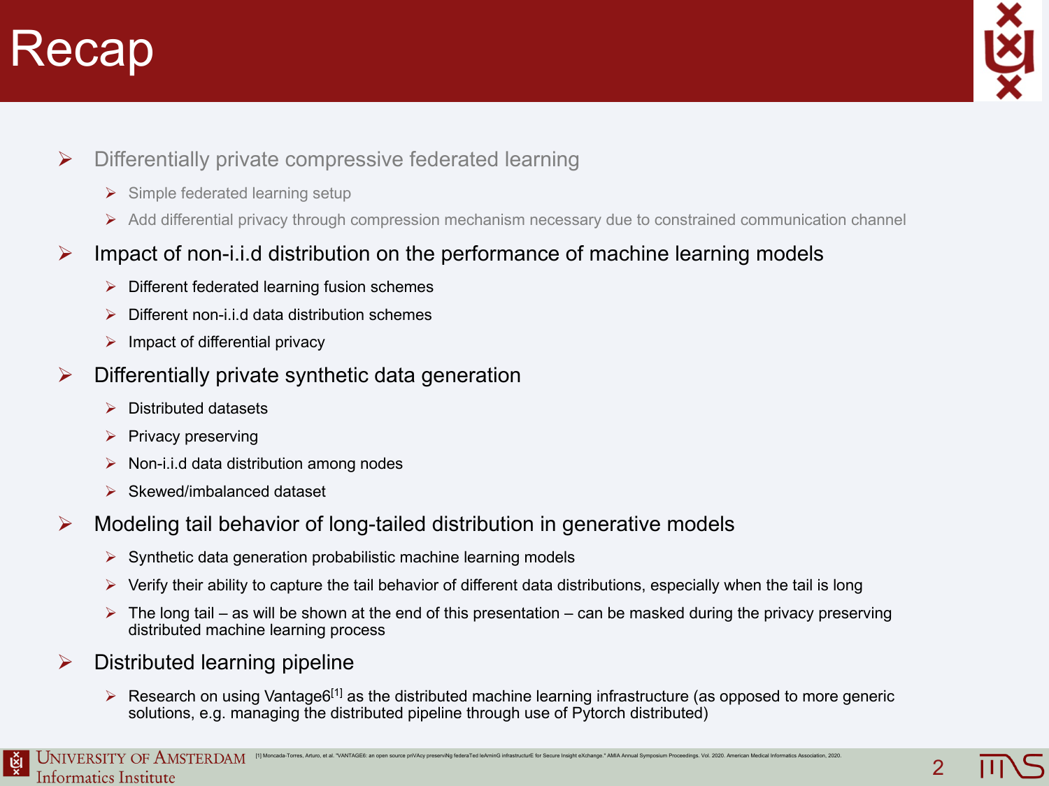# Recap

- Differentially private compressive federated learning
  - Simple federated learning setup
  - Add differential privacy through compression mechanism necessary due to constrained communication channel
- Impact of non-i.i.d distribution on the performance of machine learning models
  - Different federated learning fusion schemes
  - Different non-i.i.d data distribution schemes
  - Impact of differential privacy
- Differentially private synthetic data generation
  - Distributed datasets
  - Privacy preserving
  - Non-i.i.d data distribution among nodes
  - Skewed/imbalanced dataset
- Modeling tail behavior of long-tailed distribution in generative models
  - Synthetic data generation probabilistic machine learning models
  - Verify their ability to capture the tail behavior of different data distributions, especially when the tail is long
  - The long tail – as will be shown at the end of this presentation – can be masked during the privacy preserving distributed machine learning process
- Distributed learning pipeline
  - Research on using Vantage6[1] as the distributed machine learning infrastructure (as opposed to more generic solutions, e.g. managing the distributed pipeline through use of Pytorch distributed)

[1] Moncada-Torres, Arturo, et al. "VANTAGE6: an open source priVAcy preserviNg federaTed leArninG infrastructurE for Secure Insight eXchange." AMIA Annual Symposium Proceedings. Vol. 2020. American Medical Informatics Association, 2020.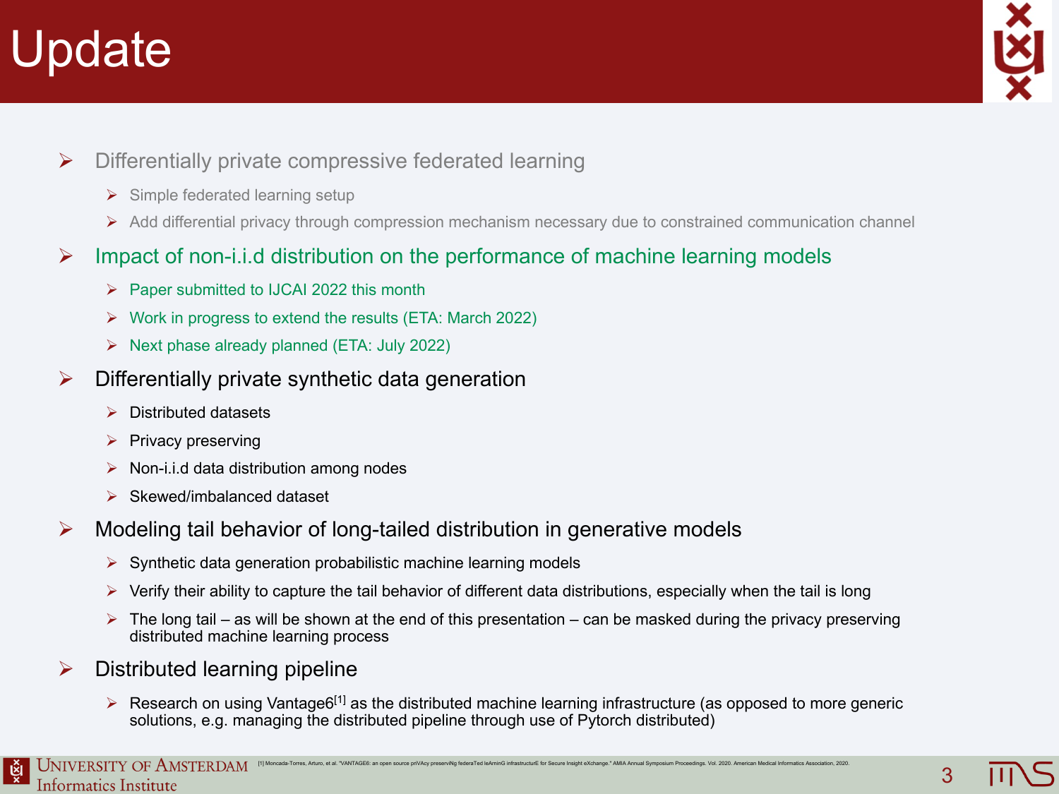# Update

- Differentially private compressive federated learning
  - Simple federated learning setup
  - Add differential privacy through compression mechanism necessary due to constrained communication channel
- Impact of non-i.i.d distribution on the performance of machine learning models
  - Paper submitted to IJCAI 2022 this month
  - Work in progress to extend the results (ETA: March 2022)
  - Next phase already planned (ETA: July 2022)
- Differentially private synthetic data generation
  - Distributed datasets
  - Privacy preserving
  - Non-i.i.d data distribution among nodes
  - Skewed/imbalanced dataset
- Modeling tail behavior of long-tailed distribution in generative models
  - Synthetic data generation probabilistic machine learning models
  - Verify their ability to capture the tail behavior of different data distributions, especially when the tail is long
  - The long tail – as will be shown at the end of this presentation – can be masked during the privacy preserving distributed machine learning process
- Distributed learning pipeline
  - Research on using Vantage6[1] as the distributed machine learning infrastructure (as opposed to more generic solutions, e.g. managing the distributed pipeline through use of Pytorch distributed)

[1] Moncada-Torres, Arturo, et al. "VANTAGE6: an open source priVAcy preserviNg federaTed leArninG infrastructurE for Secure Insight eXchange." AMIA Annual Symposium Proceedings. Vol. 2020. American Medical Informatics Association, 2020.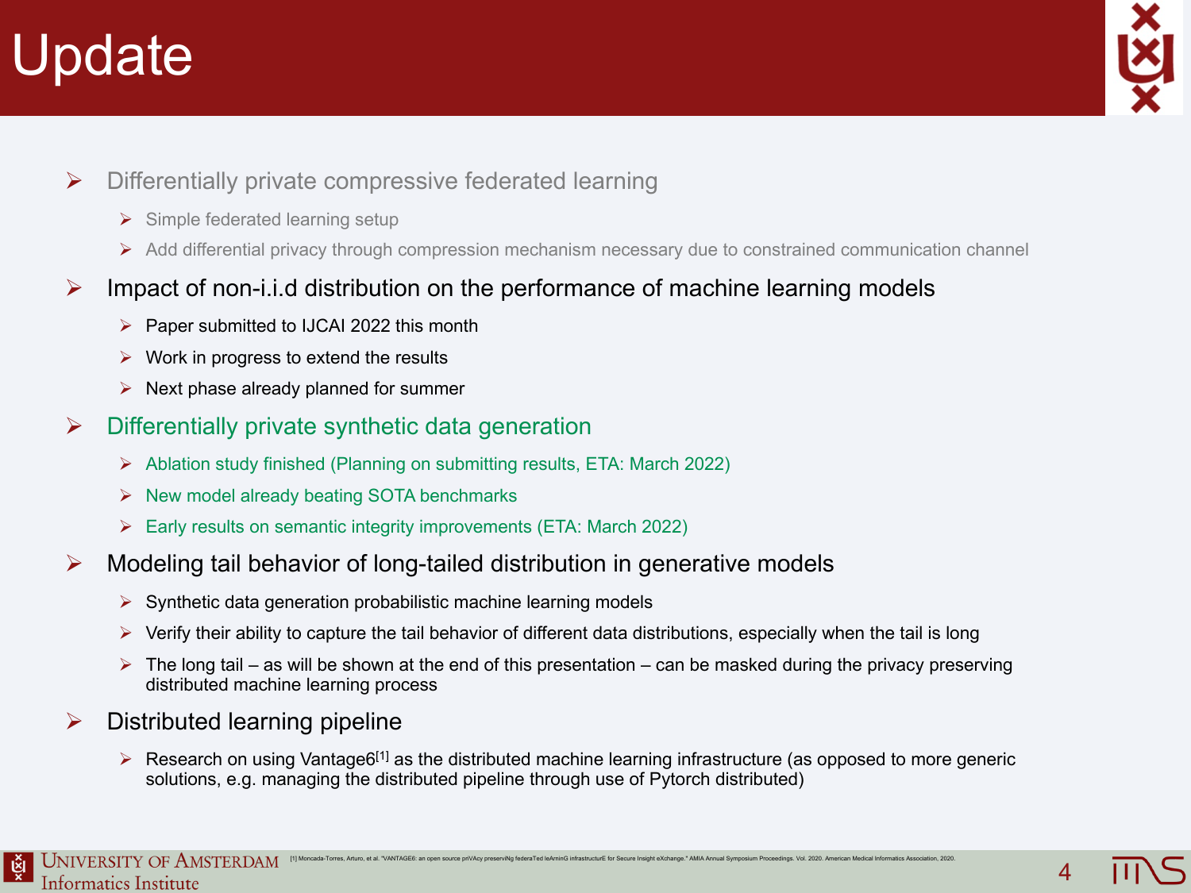# Update

- Differentially private compressive federated learning
  - Simple federated learning setup
  - Add differential privacy through compression mechanism necessary due to constrained communication channel
- Impact of non-i.i.d distribution on the performance of machine learning models
  - Paper submitted to IJCAI 2022 this month
  - Work in progress to extend the results
  - Next phase already planned for summer
- Differentially private synthetic data generation
  - Ablation study finished (Planning on submitting results, ETA: March 2022)
  - New model already beating SOTA benchmarks
  - Early results on semantic integrity improvements (ETA: March 2022)
- Modeling tail behavior of long-tailed distribution in generative models
  - Synthetic data generation probabilistic machine learning models
  - Verify their ability to capture the tail behavior of different data distributions, especially when the tail is long
  - The long tail – as will be shown at the end of this presentation – can be masked during the privacy preserving distributed machine learning process
- Distributed learning pipeline
  - Research on using Vantage6[1] as the distributed machine learning infrastructure (as opposed to more generic solutions, e.g. managing the distributed pipeline through use of Pytorch distributed)

[1] Moncada-Torres, Arturo, et al. "VANTAGE6: an open source priVAcy preserviNg federaTed leArninG infrastructurE for Secure Insight eXchange." AMIA Annual Symposium Proceedings. Vol. 2020. American Medical Informatics Association, 2020.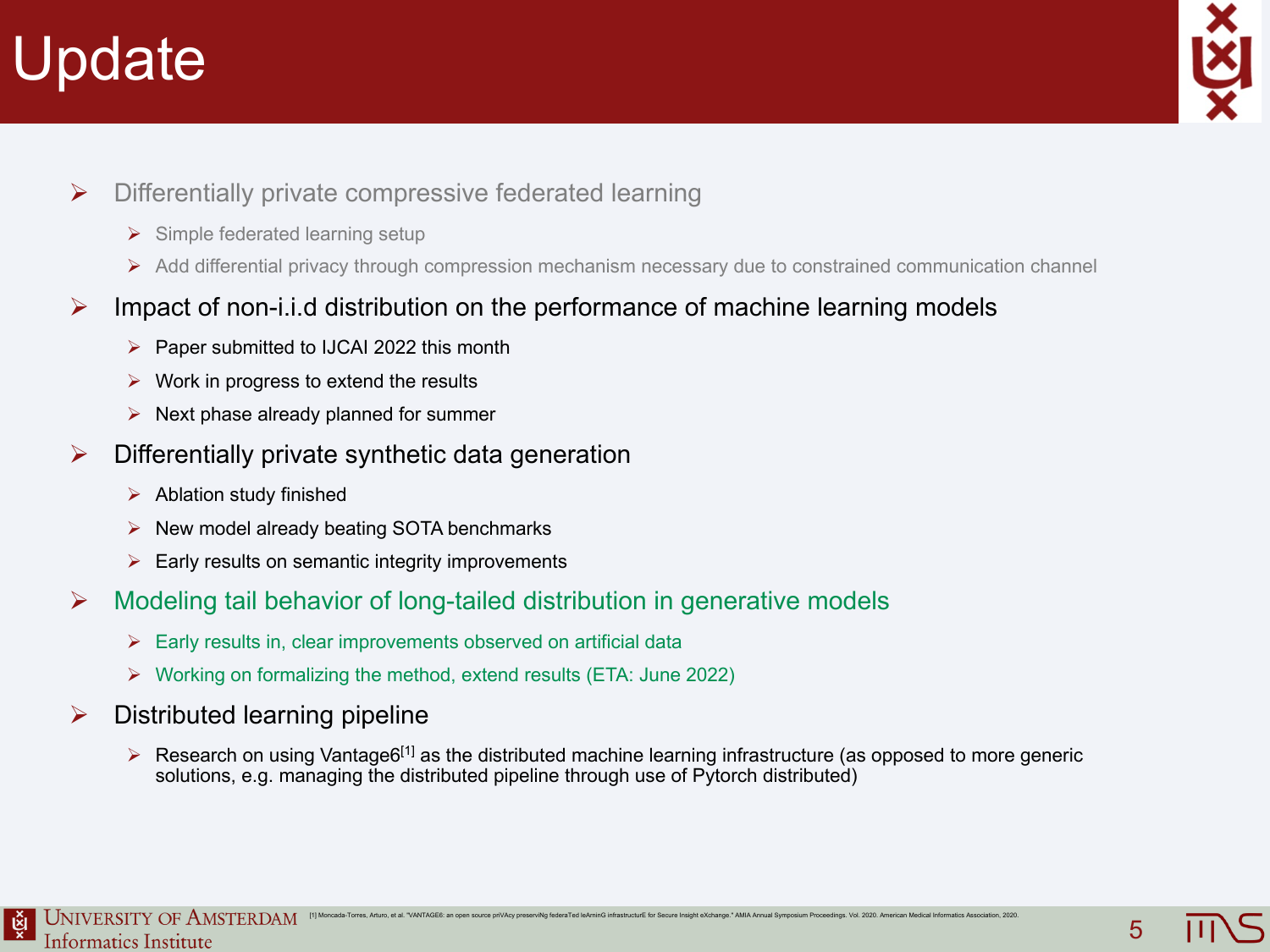# Update

- Differentially private compressive federated learning
  - Simple federated learning setup
  - Add differential privacy through compression mechanism necessary due to constrained communication channel
- Impact of non-i.i.d distribution on the performance of machine learning models
  - Paper submitted to IJCAI 2022 this month
  - Work in progress to extend the results
  - Next phase already planned for summer
- Differentially private synthetic data generation
  - Ablation study finished
  - New model already beating SOTA benchmarks
  - Early results on semantic integrity improvements
- Modeling tail behavior of long-tailed distribution in generative models
  - Early results in, clear improvements observed on artificial data
  - Working on formalizing the method, extend results (ETA: June 2022)
- Distributed learning pipeline
  - Research on using Vantage6[1] as the distributed machine learning infrastructure (as opposed to more generic solutions, e.g. managing the distributed pipeline through use of Pytorch distributed)

[1] Moncada-Torres, Arturo, et al. "VANTAGE6: an open source priVAcy preserviNg federaTed leArninG infrastructurE for Secure Insight eXchange." AMIA Annual Symposium Proceedings. Vol. 2020. American Medical Informatics Association, 2020.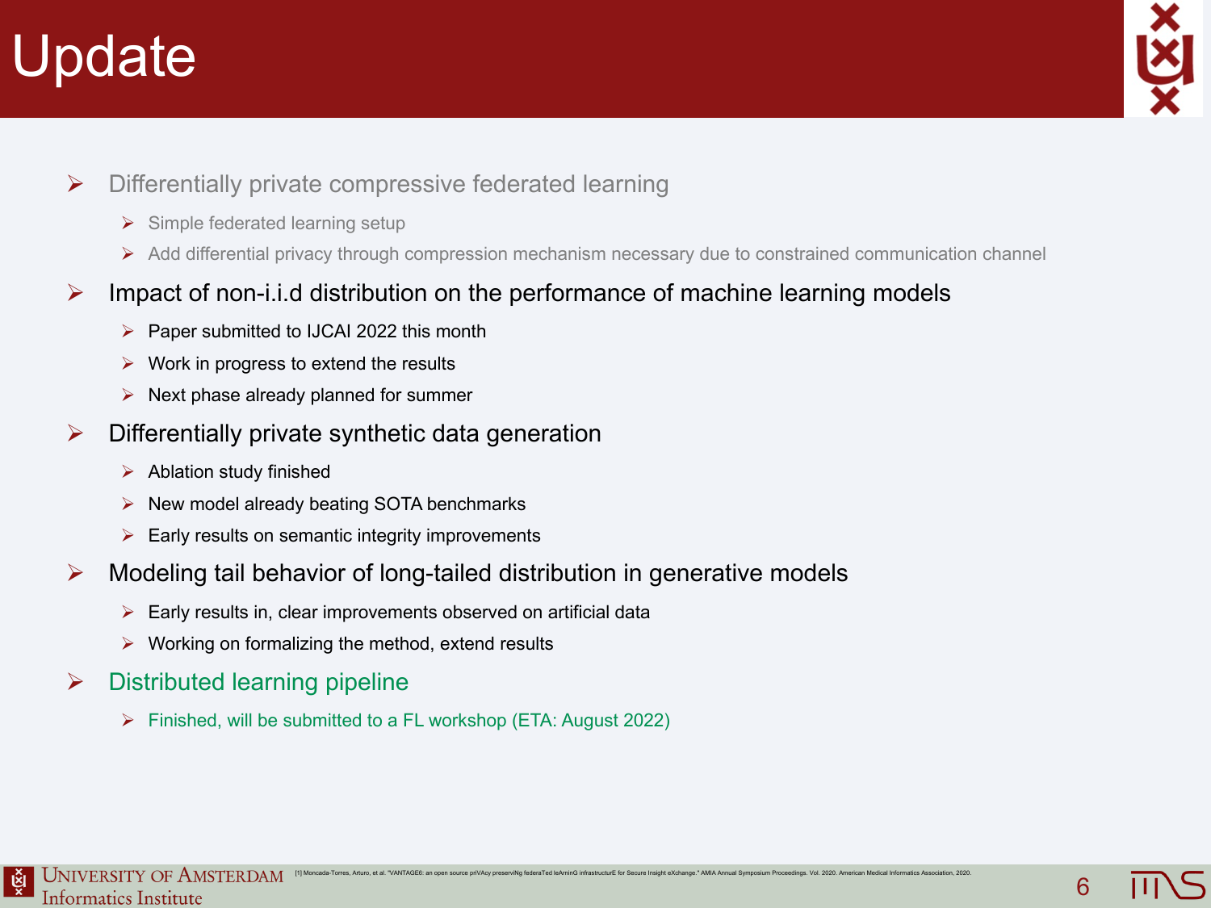# Update

- Differentially private compressive federated learning
  - Simple federated learning setup
  - Add differential privacy through compression mechanism necessary due to constrained communication channel
- Impact of non-i.i.d distribution on the performance of machine learning models
  - Paper submitted to IJCAI 2022 this month
  - Work in progress to extend the results
  - Next phase already planned for summer
- Differentially private synthetic data generation
  - Ablation study finished
  - New model already beating SOTA benchmarks
  - Early results on semantic integrity improvements
- Modeling tail behavior of long-tailed distribution in generative models
  - Early results in, clear improvements observed on artificial data
  - Working on formalizing the method, extend results
- Distributed learning pipeline
  - Finished, will be submitted to a FL workshop (ETA: August 2022)

[1] Moncada-Torres, Arturo, et al. "VANTAGE6: an open source priVAcy preserviNg federaTed leArninG infrastructurE for Secure Insight eXchange." AMIA Annual Symposium Proceedings. Vol. 2020. American Medical Informatics Association, 2020.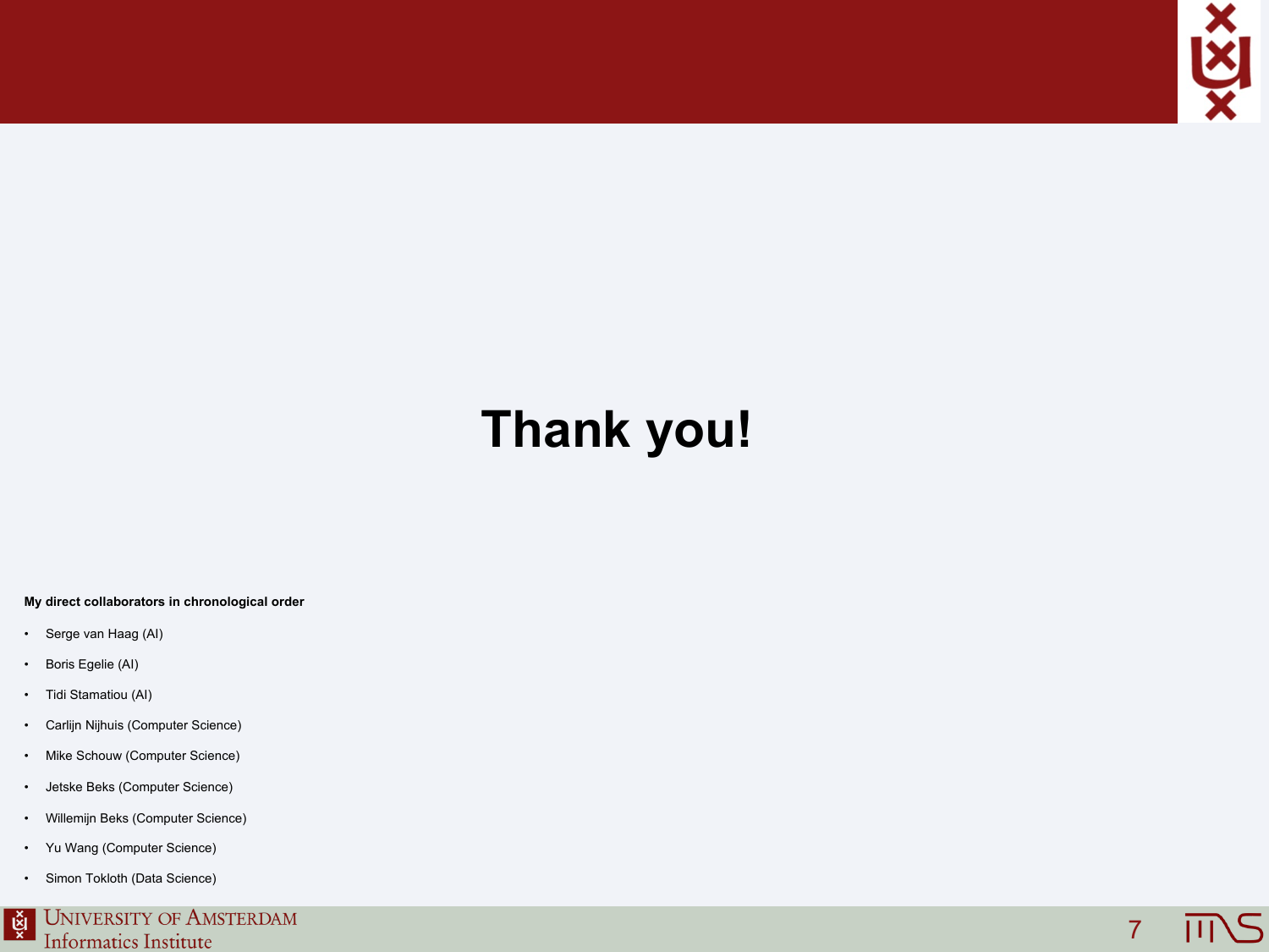# Thank you!

**My direct collaborators in chronological order**

- Serge van Haag (AI)
- Boris Egelie (AI)
- Tidi Stamatiou (AI)
- Carlijn Nijhuis (Computer Science)
- Mike Schouw (Computer Science)
- Jetske Beks (Computer Science)
- Willemijn Beks (Computer Science)
- Yu Wang (Computer Science)
- Simon Tokloth (Data Science)